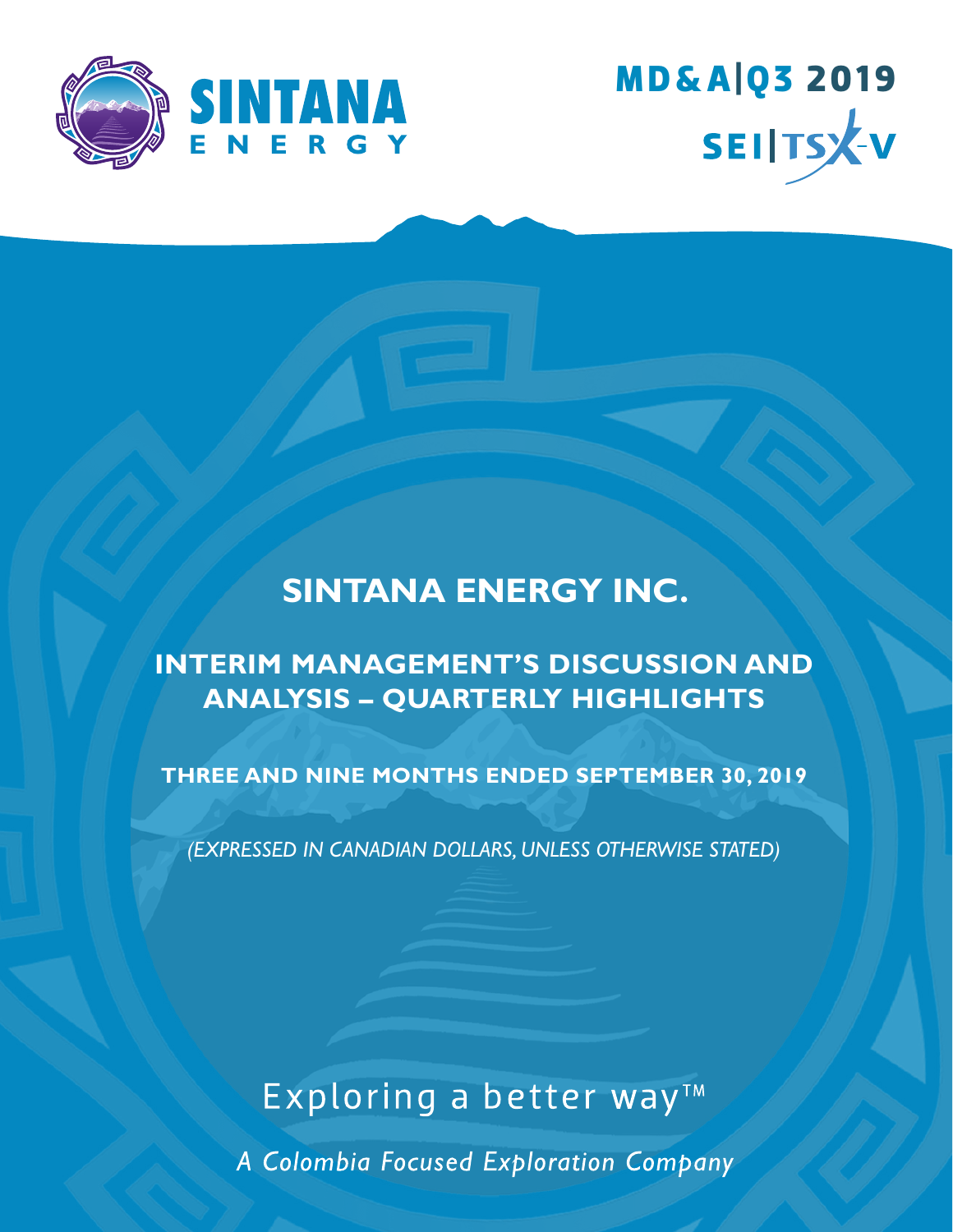SINTANA ENERGY

MD&A|Q3 2019

SEI|TSX-V

# SINTANA ENERGY INC.

## INTERIM MANAGEMENT'S DISCUSSION AND ANALYSIS – QUARTERLY HIGHLIGHTS

### THREE AND NINE MONTHS ENDED SEPTEMBER 30, 2019

*(EXPRESSED IN CANADIAN DOLLARS, UNLESS OTHERWISE STATED)*

Exploring a better way™

*A Colombia Focused Exploration Company*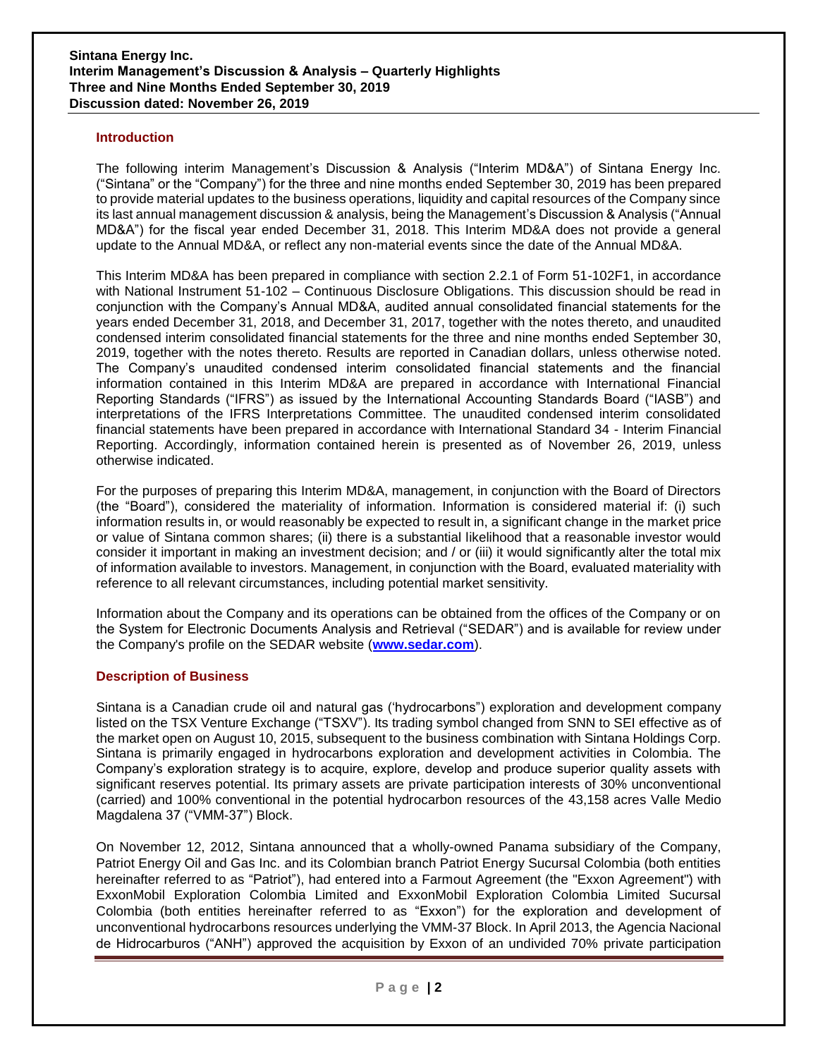## Introduction

The following interim Management's Discussion & Analysis ("Interim MD&A") of Sintana Energy Inc. ("Sintana" or the "Company") for the three and nine months ended September 30, 2019 has been prepared to provide material updates to the business operations, liquidity and capital resources of the Company since its last annual management discussion & analysis, being the Management's Discussion & Analysis ("Annual MD&A") for the fiscal year ended December 31, 2018. This Interim MD&A does not provide a general update to the Annual MD&A, or reflect any non-material events since the date of the Annual MD&A.

This Interim MD&A has been prepared in compliance with section 2.2.1 of Form 51-102F1, in accordance with National Instrument 51-102 – Continuous Disclosure Obligations. This discussion should be read in conjunction with the Company's Annual MD&A, audited annual consolidated financial statements for the years ended December 31, 2018, and December 31, 2017, together with the notes thereto, and unaudited condensed interim consolidated financial statements for the three and nine months ended September 30, 2019, together with the notes thereto. Results are reported in Canadian dollars, unless otherwise noted. The Company's unaudited condensed interim consolidated financial statements and the financial information contained in this Interim MD&A are prepared in accordance with International Financial Reporting Standards ("IFRS") as issued by the International Accounting Standards Board ("IASB") and interpretations of the IFRS Interpretations Committee. The unaudited condensed interim consolidated financial statements have been prepared in accordance with International Standard 34 - Interim Financial Reporting. Accordingly, information contained herein is presented as of November 26, 2019, unless otherwise indicated.

For the purposes of preparing this Interim MD&A, management, in conjunction with the Board of Directors (the "Board"), considered the materiality of information. Information is considered material if: (i) such information results in, or would reasonably be expected to result in, a significant change in the market price or value of Sintana common shares; (ii) there is a substantial likelihood that a reasonable investor would consider it important in making an investment decision; and / or (iii) it would significantly alter the total mix of information available to investors. Management, in conjunction with the Board, evaluated materiality with reference to all relevant circumstances, including potential market sensitivity.

Information about the Company and its operations can be obtained from the offices of the Company or on the System for Electronic Documents Analysis and Retrieval ("SEDAR") and is available for review under the Company's profile on the SEDAR website (**www.sedar.com**).

## Description of Business

Sintana is a Canadian crude oil and natural gas ('hydrocarbons") exploration and development company listed on the TSX Venture Exchange ("TSXV"). Its trading symbol changed from SNN to SEI effective as of the market open on August 10, 2015, subsequent to the business combination with Sintana Holdings Corp. Sintana is primarily engaged in hydrocarbons exploration and development activities in Colombia. The Company's exploration strategy is to acquire, explore, develop and produce superior quality assets with significant reserves potential. Its primary assets are private participation interests of 30% unconventional (carried) and 100% conventional in the potential hydrocarbon resources of the 43,158 acres Valle Medio Magdalena 37 ("VMM-37") Block.

On November 12, 2012, Sintana announced that a wholly-owned Panama subsidiary of the Company, Patriot Energy Oil and Gas Inc. and its Colombian branch Patriot Energy Sucursal Colombia (both entities hereinafter referred to as "Patriot"), had entered into a Farmout Agreement (the "Exxon Agreement") with ExxonMobil Exploration Colombia Limited and ExxonMobil Exploration Colombia Limited Sucursal Colombia (both entities hereinafter referred to as "Exxon") for the exploration and development of unconventional hydrocarbons resources underlying the VMM-37 Block. In April 2013, the Agencia Nacional de Hidrocarburos ("ANH") approved the acquisition by Exxon of an undivided 70% private participation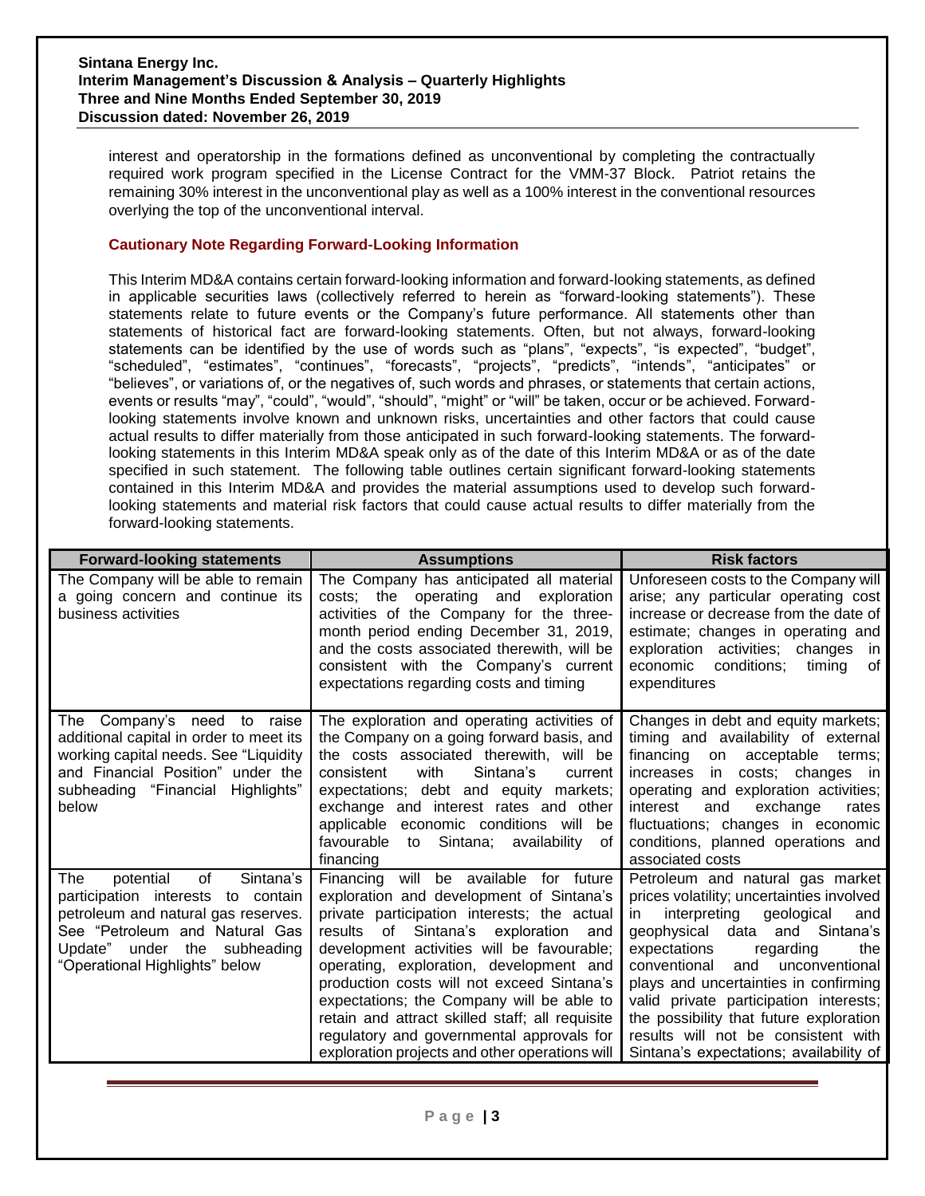interest and operatorship in the formations defined as unconventional by completing the contractually required work program specified in the License Contract for the VMM-37 Block. Patriot retains the remaining 30% interest in the unconventional play as well as a 100% interest in the conventional resources overlying the top of the unconventional interval.

### Cautionary Note Regarding Forward-Looking Information

This Interim MD&A contains certain forward-looking information and forward-looking statements, as defined in applicable securities laws (collectively referred to herein as "forward-looking statements"). These statements relate to future events or the Company's future performance. All statements other than statements of historical fact are forward-looking statements. Often, but not always, forward-looking statements can be identified by the use of words such as "plans", "expects", "is expected", "budget", "scheduled", "estimates", "continues", "forecasts", "projects", "predicts", "intends", "anticipates" or "believes", or variations of, or the negatives of, such words and phrases, or statements that certain actions, events or results "may", "could", "would", "should", "might" or "will" be taken, occur or be achieved. Forward-looking statements involve known and unknown risks, uncertainties and other factors that could cause actual results to differ materially from those anticipated in such forward-looking statements. The forward-looking statements in this Interim MD&A speak only as of the date of this Interim MD&A or as of the date specified in such statement. The following table outlines certain significant forward-looking statements contained in this Interim MD&A and provides the material assumptions used to develop such forward-looking statements and material risk factors that could cause actual results to differ materially from the forward-looking statements.

| Forward-looking statements | Assumptions | Risk factors |
|---|---|---|
| The Company will be able to remain a going concern and continue its business activities | The Company has anticipated all material costs; the operating and exploration activities of the Company for the three-month period ending December 31, 2019, and the costs associated therewith, will be consistent with the Company's current expectations regarding costs and timing | Unforeseen costs to the Company will arise; any particular operating cost increase or decrease from the date of estimate; changes in operating and exploration activities; changes in economic conditions; timing of expenditures |
| The Company's need to raise additional capital in order to meet its working capital needs. See "Liquidity and Financial Position" under the subheading "Financial Highlights" below | The exploration and operating activities of the Company on a going forward basis, and the costs associated therewith, will be consistent with Sintana's current expectations; debt and equity markets; exchange and interest rates and other applicable economic conditions will be favourable to Sintana; availability of financing | Changes in debt and equity markets; timing and availability of external financing on acceptable terms; increases in costs; changes in operating and exploration activities; interest and exchange rates fluctuations; changes in economic conditions, planned operations and associated costs |
| The potential of Sintana's participation interests to contain petroleum and natural gas reserves. See "Petroleum and Natural Gas Update" under the subheading "Operational Highlights" below | Financing will be available for future exploration and development of Sintana's private participation interests; the actual results of Sintana's exploration and development activities will be favourable; operating, exploration, development and production costs will not exceed Sintana's expectations; the Company will be able to retain and attract skilled staff; all requisite regulatory and governmental approvals for exploration projects and other operations will | Petroleum and natural gas market prices volatility; uncertainties involved in interpreting geological and geophysical data and Sintana's expectations regarding the conventional and unconventional plays and uncertainties in confirming valid private participation interests; the possibility that future exploration results will not be consistent with Sintana's expectations; availability of |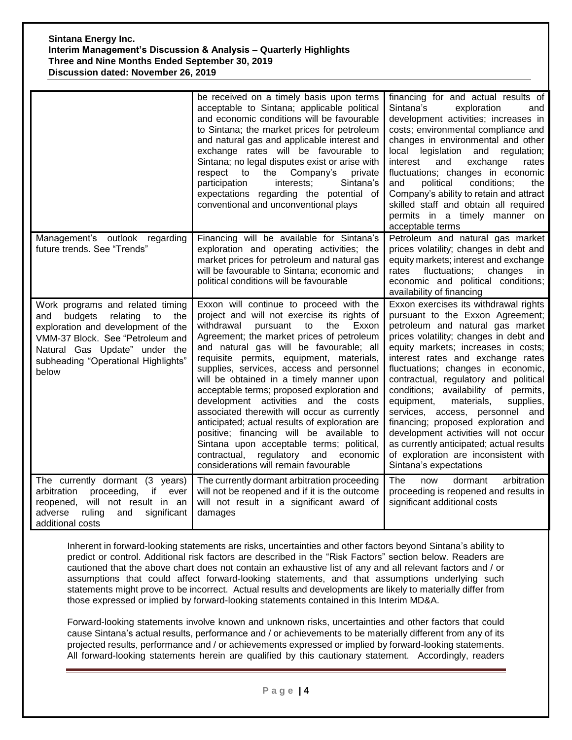| | | |
|---|---|---|
| | be received on a timely basis upon terms acceptable to Sintana; applicable political and economic conditions will be favourable to Sintana; the market prices for petroleum and natural gas and applicable interest and exchange rates will be favourable to Sintana; no legal disputes exist or arise with respect to the Company's private participation interests; Sintana's expectations regarding the potential of conventional and unconventional plays | financing for and actual results of Sintana's exploration and development activities; increases in costs; environmental compliance and changes in environmental and other local legislation and regulation; interest and exchange rates fluctuations; changes in economic and political conditions; the Company's ability to retain and attract skilled staff and obtain all required permits in a timely manner on acceptable terms |
| Management's outlook regarding future trends. See "Trends" | Financing will be available for Sintana's exploration and operating activities; the market prices for petroleum and natural gas will be favourable to Sintana; economic and political conditions will be favourable | Petroleum and natural gas market prices volatility; changes in debt and equity markets; interest and exchange rates fluctuations; changes in economic and political conditions; availability of financing |
| Work programs and related timing and budgets relating to the exploration and development of the VMM-37 Block. See "Petroleum and Natural Gas Update" under the subheading "Operational Highlights" below | Exxon will continue to proceed with the project and will not exercise its rights of withdrawal pursuant to the Exxon Agreement; the market prices of petroleum and natural gas will be favourable; all requisite permits, equipment, materials, supplies, services, access and personnel will be obtained in a timely manner upon acceptable terms; proposed exploration and development activities and the costs associated therewith will occur as currently anticipated; actual results of exploration are positive; financing will be available to Sintana upon acceptable terms; political, contractual, regulatory and economic considerations will remain favourable | Exxon exercises its withdrawal rights pursuant to the Exxon Agreement; petroleum and natural gas market prices volatility; changes in debt and equity markets; increases in costs; interest rates and exchange rates fluctuations; changes in economic, contractual, regulatory and political conditions; availability of permits, equipment, materials, supplies, services, access, personnel and financing; proposed exploration and development activities will not occur as currently anticipated; actual results of exploration are inconsistent with Sintana's expectations |
| The currently dormant (3 years) arbitration proceeding, if ever reopened, will not result in an adverse ruling and significant additional costs | The currently dormant arbitration proceeding will not be reopened and if it is the outcome will not result in a significant award of damages | The now dormant arbitration proceeding is reopened and results in significant additional costs |

Inherent in forward-looking statements are risks, uncertainties and other factors beyond Sintana's ability to predict or control. Additional risk factors are described in the "Risk Factors" section below. Readers are cautioned that the above chart does not contain an exhaustive list of any and all relevant factors and / or assumptions that could affect forward-looking statements, and that assumptions underlying such statements might prove to be incorrect. Actual results and developments are likely to materially differ from those expressed or implied by forward-looking statements contained in this Interim MD&A.

Forward-looking statements involve known and unknown risks, uncertainties and other factors that could cause Sintana's actual results, performance and / or achievements to be materially different from any of its projected results, performance and / or achievements expressed or implied by forward-looking statements. All forward-looking statements herein are qualified by this cautionary statement. Accordingly, readers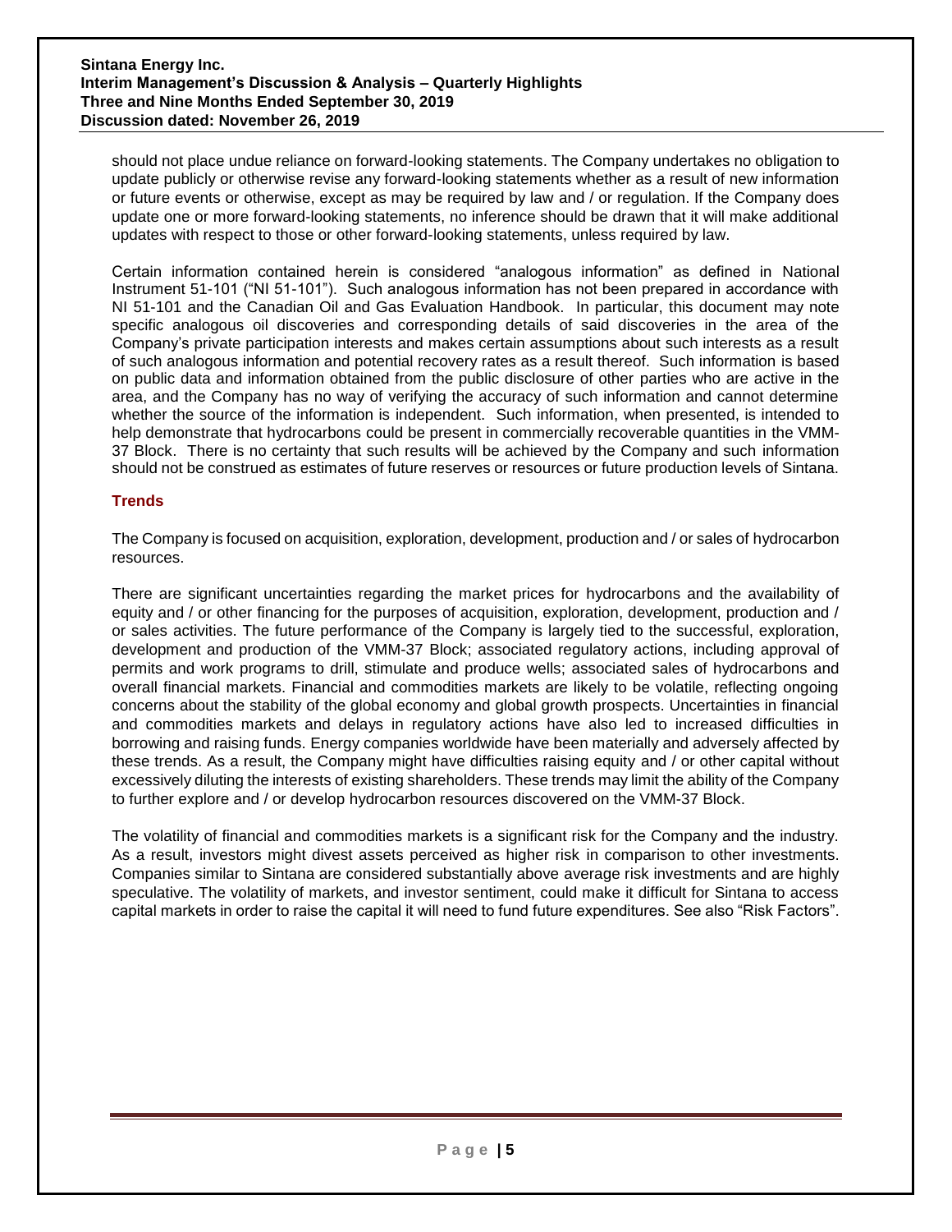should not place undue reliance on forward-looking statements. The Company undertakes no obligation to update publicly or otherwise revise any forward-looking statements whether as a result of new information or future events or otherwise, except as may be required by law and / or regulation. If the Company does update one or more forward-looking statements, no inference should be drawn that it will make additional updates with respect to those or other forward-looking statements, unless required by law.

Certain information contained herein is considered "analogous information" as defined in National Instrument 51-101 ("NI 51-101"). Such analogous information has not been prepared in accordance with NI 51-101 and the Canadian Oil and Gas Evaluation Handbook. In particular, this document may note specific analogous oil discoveries and corresponding details of said discoveries in the area of the Company's private participation interests and makes certain assumptions about such interests as a result of such analogous information and potential recovery rates as a result thereof. Such information is based on public data and information obtained from the public disclosure of other parties who are active in the area, and the Company has no way of verifying the accuracy of such information and cannot determine whether the source of the information is independent. Such information, when presented, is intended to help demonstrate that hydrocarbons could be present in commercially recoverable quantities in the VMM-37 Block. There is no certainty that such results will be achieved by the Company and such information should not be construed as estimates of future reserves or resources or future production levels of Sintana.

## Trends

The Company is focused on acquisition, exploration, development, production and / or sales of hydrocarbon resources.

There are significant uncertainties regarding the market prices for hydrocarbons and the availability of equity and / or other financing for the purposes of acquisition, exploration, development, production and / or sales activities. The future performance of the Company is largely tied to the successful, exploration, development and production of the VMM-37 Block; associated regulatory actions, including approval of permits and work programs to drill, stimulate and produce wells; associated sales of hydrocarbons and overall financial markets. Financial and commodities markets are likely to be volatile, reflecting ongoing concerns about the stability of the global economy and global growth prospects. Uncertainties in financial and commodities markets and delays in regulatory actions have also led to increased difficulties in borrowing and raising funds. Energy companies worldwide have been materially and adversely affected by these trends. As a result, the Company might have difficulties raising equity and / or other capital without excessively diluting the interests of existing shareholders. These trends may limit the ability of the Company to further explore and / or develop hydrocarbon resources discovered on the VMM-37 Block.

The volatility of financial and commodities markets is a significant risk for the Company and the industry. As a result, investors might divest assets perceived as higher risk in comparison to other investments. Companies similar to Sintana are considered substantially above average risk investments and are highly speculative. The volatility of markets, and investor sentiment, could make it difficult for Sintana to access capital markets in order to raise the capital it will need to fund future expenditures. See also "Risk Factors".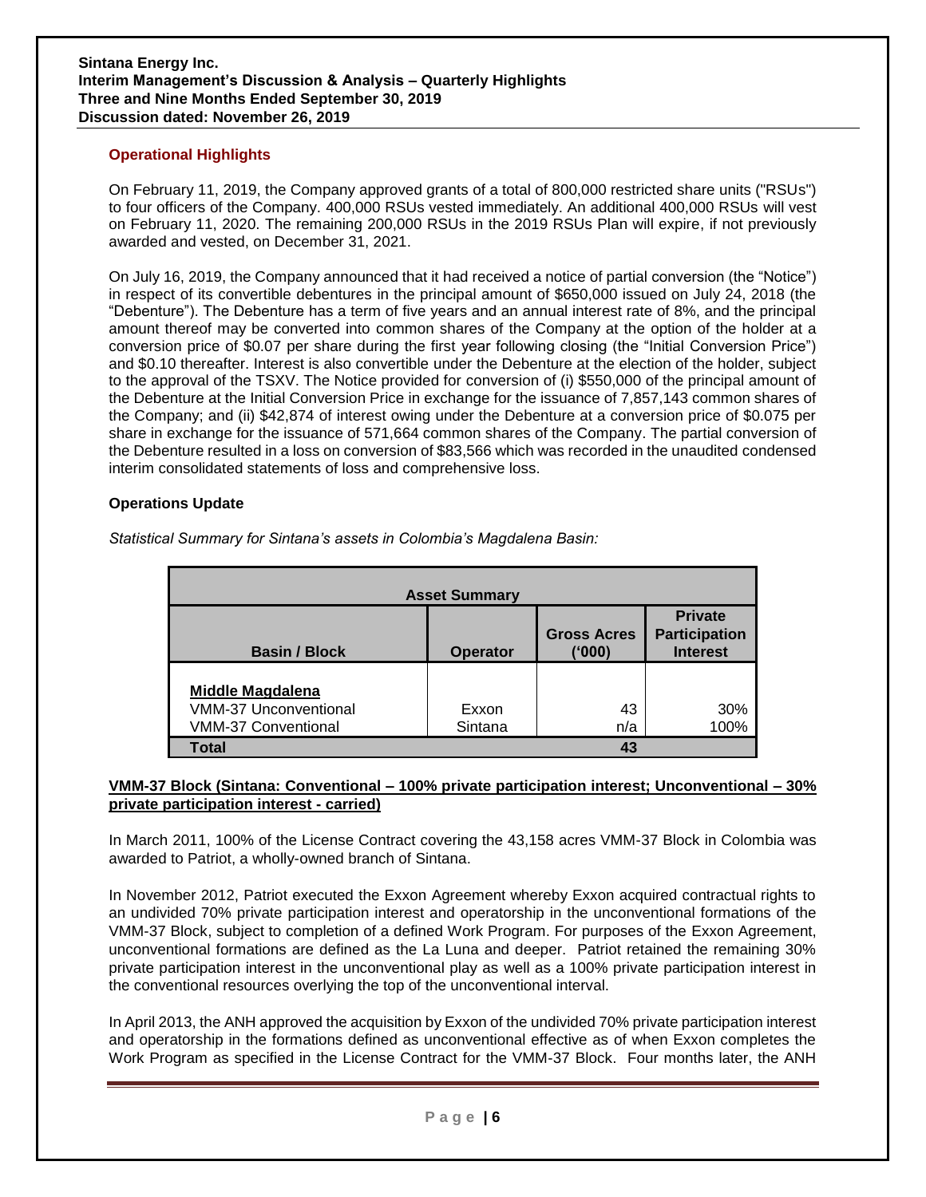## Operational Highlights

On February 11, 2019, the Company approved grants of a total of 800,000 restricted share units ("RSUs") to four officers of the Company. 400,000 RSUs vested immediately. An additional 400,000 RSUs will vest on February 11, 2020. The remaining 200,000 RSUs in the 2019 RSUs Plan will expire, if not previously awarded and vested, on December 31, 2021.

On July 16, 2019, the Company announced that it had received a notice of partial conversion (the "Notice") in respect of its convertible debentures in the principal amount of $650,000 issued on July 24, 2018 (the "Debenture"). The Debenture has a term of five years and an annual interest rate of 8%, and the principal amount thereof may be converted into common shares of the Company at the option of the holder at a conversion price of $0.07 per share during the first year following closing (the "Initial Conversion Price") and $0.10 thereafter. Interest is also convertible under the Debenture at the election of the holder, subject to the approval of the TSXV. The Notice provided for conversion of (i) $550,000 of the principal amount of the Debenture at the Initial Conversion Price in exchange for the issuance of 7,857,143 common shares of the Company; and (ii) $42,874 of interest owing under the Debenture at a conversion price of $0.075 per share in exchange for the issuance of 571,664 common shares of the Company. The partial conversion of the Debenture resulted in a loss on conversion of $83,566 which was recorded in the unaudited condensed interim consolidated statements of loss and comprehensive loss.

### Operations Update

*Statistical Summary for Sintana's assets in Colombia's Magdalena Basin:*

| Asset Summary | | | |
|---|---|---|---|
| **Basin / Block** | **Operator** | **Gross Acres ('000)** | **Private Participation Interest** |
| **Middle Magdalena** | | | |
| VMM-37 Unconventional | Exxon | 43 | 30% |
| VMM-37 Conventional | Sintana | n/a | 100% |
| **Total** | | **43** | |

**VMM-37 Block (Sintana: Conventional – 100% private participation interest; Unconventional – 30% private participation interest - carried)**

In March 2011, 100% of the License Contract covering the 43,158 acres VMM-37 Block in Colombia was awarded to Patriot, a wholly-owned branch of Sintana.

In November 2012, Patriot executed the Exxon Agreement whereby Exxon acquired contractual rights to an undivided 70% private participation interest and operatorship in the unconventional formations of the VMM-37 Block, subject to completion of a defined Work Program. For purposes of the Exxon Agreement, unconventional formations are defined as the La Luna and deeper. Patriot retained the remaining 30% private participation interest in the unconventional play as well as a 100% private participation interest in the conventional resources overlying the top of the unconventional interval.

In April 2013, the ANH approved the acquisition by Exxon of the undivided 70% private participation interest and operatorship in the formations defined as unconventional effective as of when Exxon completes the Work Program as specified in the License Contract for the VMM-37 Block. Four months later, the ANH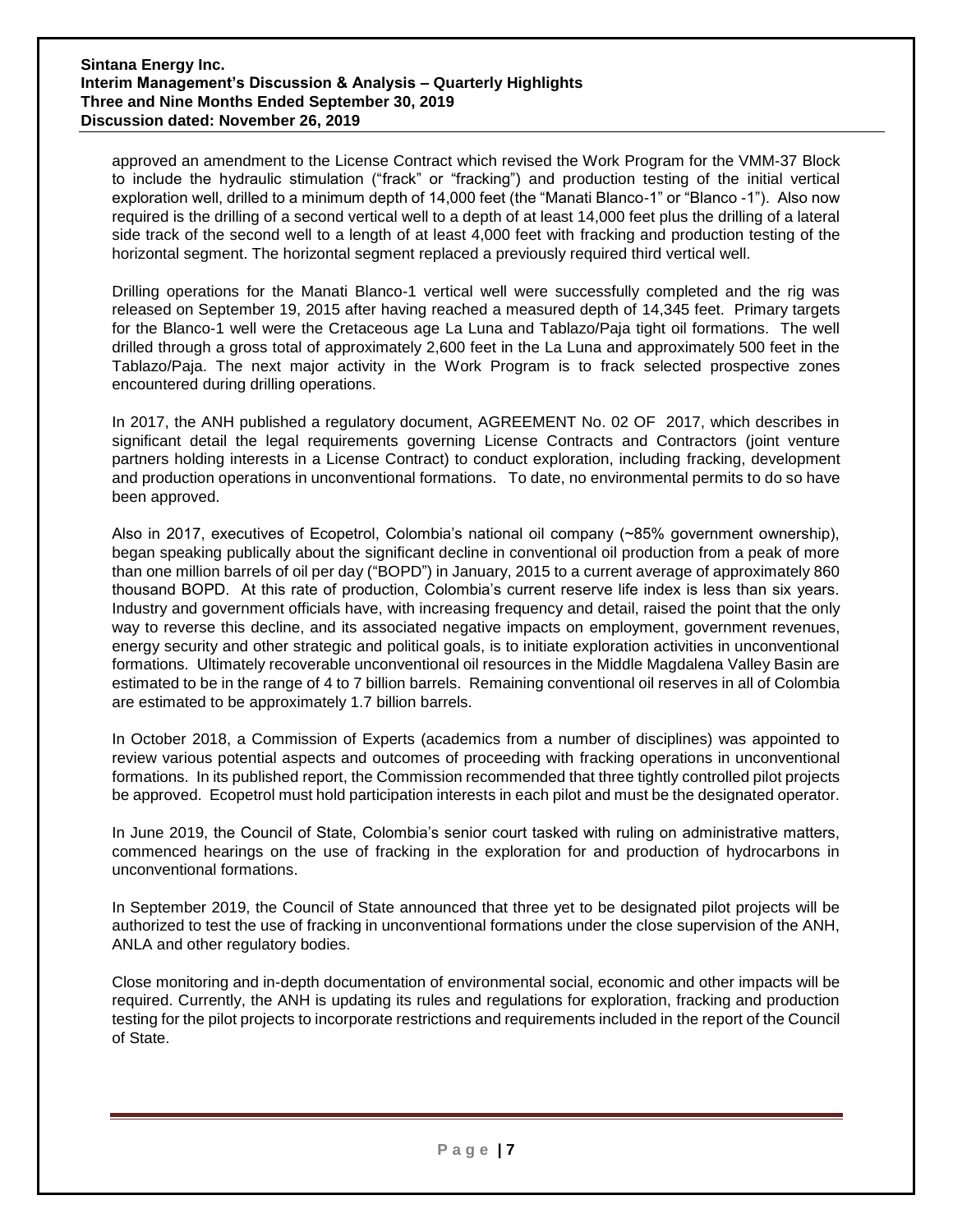approved an amendment to the License Contract which revised the Work Program for the VMM-37 Block to include the hydraulic stimulation ("frack" or "fracking") and production testing of the initial vertical exploration well, drilled to a minimum depth of 14,000 feet (the "Manati Blanco-1" or "Blanco -1"). Also now required is the drilling of a second vertical well to a depth of at least 14,000 feet plus the drilling of a lateral side track of the second well to a length of at least 4,000 feet with fracking and production testing of the horizontal segment. The horizontal segment replaced a previously required third vertical well.

Drilling operations for the Manati Blanco-1 vertical well were successfully completed and the rig was released on September 19, 2015 after having reached a measured depth of 14,345 feet. Primary targets for the Blanco-1 well were the Cretaceous age La Luna and Tablazo/Paja tight oil formations. The well drilled through a gross total of approximately 2,600 feet in the La Luna and approximately 500 feet in the Tablazo/Paja. The next major activity in the Work Program is to frack selected prospective zones encountered during drilling operations.

In 2017, the ANH published a regulatory document, AGREEMENT No. 02 OF 2017, which describes in significant detail the legal requirements governing License Contracts and Contractors (joint venture partners holding interests in a License Contract) to conduct exploration, including fracking, development and production operations in unconventional formations. To date, no environmental permits to do so have been approved.

Also in 2017, executives of Ecopetrol, Colombia's national oil company (~85% government ownership), began speaking publically about the significant decline in conventional oil production from a peak of more than one million barrels of oil per day ("BOPD") in January, 2015 to a current average of approximately 860 thousand BOPD. At this rate of production, Colombia's current reserve life index is less than six years. Industry and government officials have, with increasing frequency and detail, raised the point that the only way to reverse this decline, and its associated negative impacts on employment, government revenues, energy security and other strategic and political goals, is to initiate exploration activities in unconventional formations. Ultimately recoverable unconventional oil resources in the Middle Magdalena Valley Basin are estimated to be in the range of 4 to 7 billion barrels. Remaining conventional oil reserves in all of Colombia are estimated to be approximately 1.7 billion barrels.

In October 2018, a Commission of Experts (academics from a number of disciplines) was appointed to review various potential aspects and outcomes of proceeding with fracking operations in unconventional formations. In its published report, the Commission recommended that three tightly controlled pilot projects be approved. Ecopetrol must hold participation interests in each pilot and must be the designated operator.

In June 2019, the Council of State, Colombia's senior court tasked with ruling on administrative matters, commenced hearings on the use of fracking in the exploration for and production of hydrocarbons in unconventional formations.

In September 2019, the Council of State announced that three yet to be designated pilot projects will be authorized to test the use of fracking in unconventional formations under the close supervision of the ANH, ANLA and other regulatory bodies.

Close monitoring and in-depth documentation of environmental social, economic and other impacts will be required. Currently, the ANH is updating its rules and regulations for exploration, fracking and production testing for the pilot projects to incorporate restrictions and requirements included in the report of the Council of State.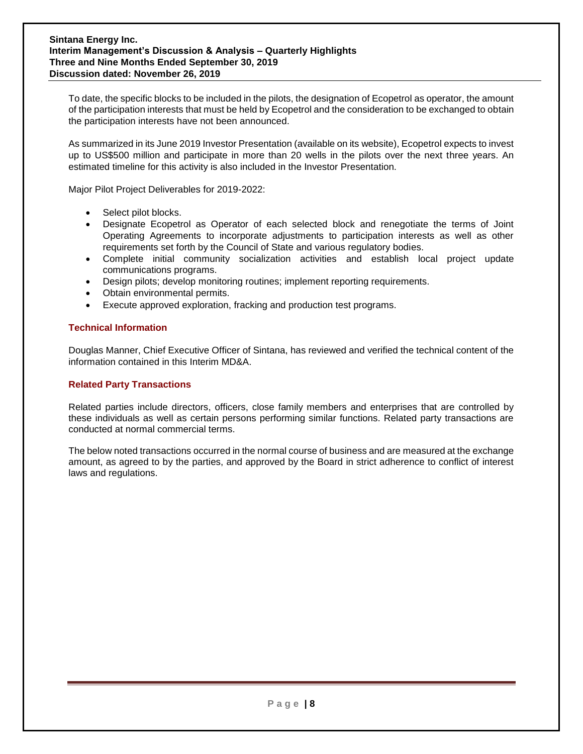To date, the specific blocks to be included in the pilots, the designation of Ecopetrol as operator, the amount of the participation interests that must be held by Ecopetrol and the consideration to be exchanged to obtain the participation interests have not been announced.

As summarized in its June 2019 Investor Presentation (available on its website), Ecopetrol expects to invest up to US$500 million and participate in more than 20 wells in the pilots over the next three years. An estimated timeline for this activity is also included in the Investor Presentation.

Major Pilot Project Deliverables for 2019-2022:

- Select pilot blocks.
- Designate Ecopetrol as Operator of each selected block and renegotiate the terms of Joint Operating Agreements to incorporate adjustments to participation interests as well as other requirements set forth by the Council of State and various regulatory bodies.
- Complete initial community socialization activities and establish local project update communications programs.
- Design pilots; develop monitoring routines; implement reporting requirements.
- Obtain environmental permits.
- Execute approved exploration, fracking and production test programs.

## Technical Information

Douglas Manner, Chief Executive Officer of Sintana, has reviewed and verified the technical content of the information contained in this Interim MD&A.

## Related Party Transactions

Related parties include directors, officers, close family members and enterprises that are controlled by these individuals as well as certain persons performing similar functions. Related party transactions are conducted at normal commercial terms.

The below noted transactions occurred in the normal course of business and are measured at the exchange amount, as agreed to by the parties, and approved by the Board in strict adherence to conflict of interest laws and regulations.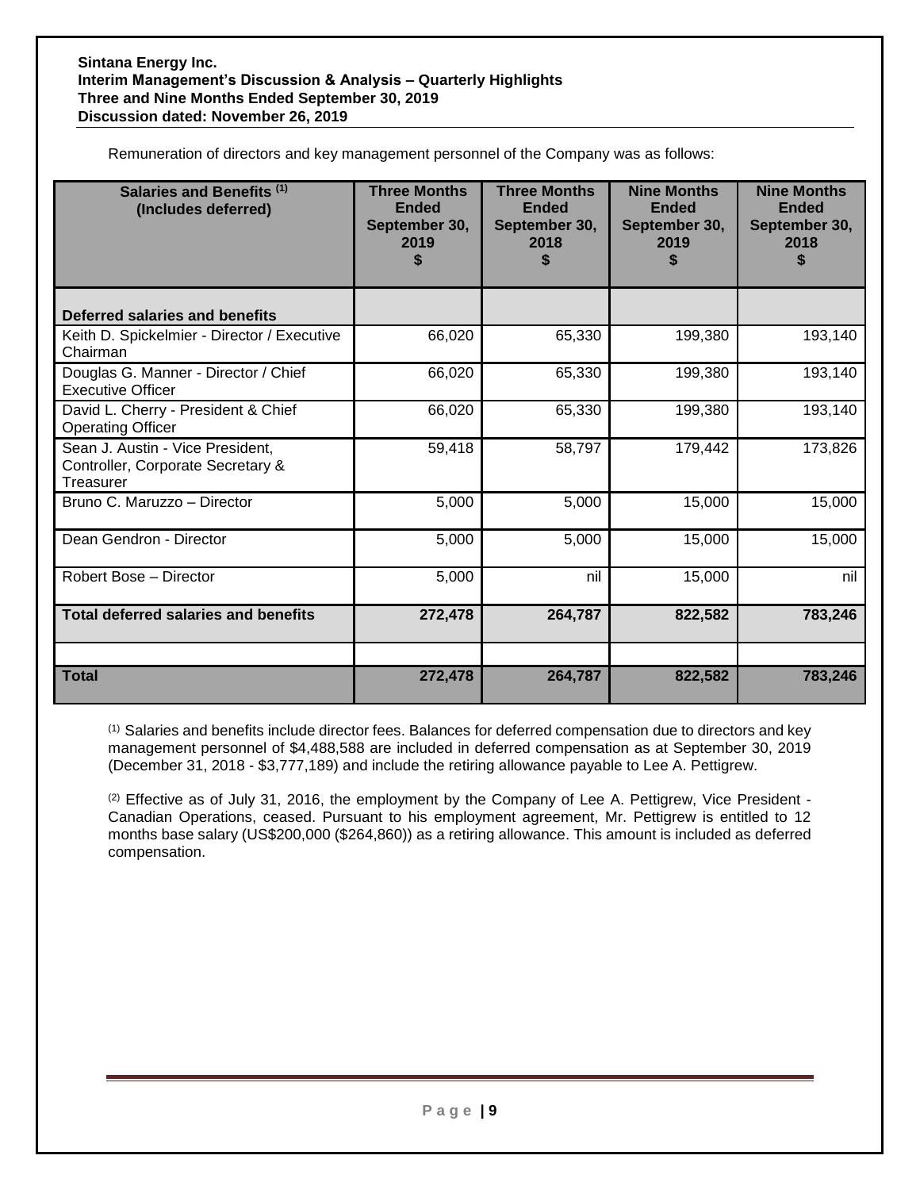Remuneration of directors and key management personnel of the Company was as follows:

| Salaries and Benefits [(1)] (Includes deferred) | Three Months Ended September 30, 2019 $ | Three Months Ended September 30, 2018 $ | Nine Months Ended September 30, 2019 $ | Nine Months Ended September 30, 2018 $ |
|---|---|---|---|---|
| **Deferred salaries and benefits** | | | | |
| Keith D. Spickelmier - Director / Executive Chairman | 66,020 | 65,330 | 199,380 | 193,140 |
| Douglas G. Manner - Director / Chief Executive Officer | 66,020 | 65,330 | 199,380 | 193,140 |
| David L. Cherry - President & Chief Operating Officer | 66,020 | 65,330 | 199,380 | 193,140 |
| Sean J. Austin - Vice President, Controller, Corporate Secretary & Treasurer | 59,418 | 58,797 | 179,442 | 173,826 |
| Bruno C. Maruzzo – Director | 5,000 | 5,000 | 15,000 | 15,000 |
| Dean Gendron - Director | 5,000 | 5,000 | 15,000 | 15,000 |
| Robert Bose – Director | 5,000 | nil | 15,000 | nil |
| **Total deferred salaries and benefits** | **272,478** | **264,787** | **822,582** | **783,246** |
| | | | | |
| **Total** | **272,478** | **264,787** | **822,582** | **783,246** |

[(1)] Salaries and benefits include director fees. Balances for deferred compensation due to directors and key management personnel of $4,488,588 are included in deferred compensation as at September 30, 2019 (December 31, 2018 - $3,777,189) and include the retiring allowance payable to Lee A. Pettigrew.

[(2)] Effective as of July 31, 2016, the employment by the Company of Lee A. Pettigrew, Vice President - Canadian Operations, ceased. Pursuant to his employment agreement, Mr. Pettigrew is entitled to 12 months base salary (US$200,000 ($264,860)) as a retiring allowance. This amount is included as deferred compensation.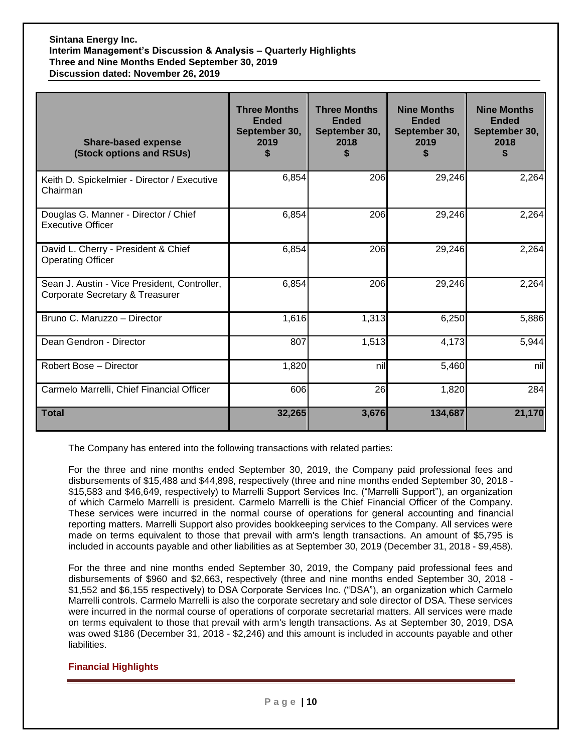| Share-based expense (Stock options and RSUs) | Three Months Ended September 30, 2019 $ | Three Months Ended September 30, 2018 $ | Nine Months Ended September 30, 2019 $ | Nine Months Ended September 30, 2018 $ |
|---|---|---|---|---|
| Keith D. Spickelmier - Director / Executive Chairman | 6,854 | 206 | 29,246 | 2,264 |
| Douglas G. Manner - Director / Chief Executive Officer | 6,854 | 206 | 29,246 | 2,264 |
| David L. Cherry - President & Chief Operating Officer | 6,854 | 206 | 29,246 | 2,264 |
| Sean J. Austin - Vice President, Controller, Corporate Secretary & Treasurer | 6,854 | 206 | 29,246 | 2,264 |
| Bruno C. Maruzzo – Director | 1,616 | 1,313 | 6,250 | 5,886 |
| Dean Gendron - Director | 807 | 1,513 | 4,173 | 5,944 |
| Robert Bose – Director | 1,820 | nil | 5,460 | nil |
| Carmelo Marrelli, Chief Financial Officer | 606 | 26 | 1,820 | 284 |
| **Total** | **32,265** | **3,676** | **134,687** | **21,170** |

The Company has entered into the following transactions with related parties:

For the three and nine months ended September 30, 2019, the Company paid professional fees and disbursements of $15,488 and $44,898, respectively (three and nine months ended September 30, 2018 - $15,583 and $46,649, respectively) to Marrelli Support Services Inc. ("Marrelli Support"), an organization of which Carmelo Marrelli is president. Carmelo Marrelli is the Chief Financial Officer of the Company. These services were incurred in the normal course of operations for general accounting and financial reporting matters. Marrelli Support also provides bookkeeping services to the Company. All services were made on terms equivalent to those that prevail with arm's length transactions. An amount of $5,795 is included in accounts payable and other liabilities as at September 30, 2019 (December 31, 2018 - $9,458).

For the three and nine months ended September 30, 2019, the Company paid professional fees and disbursements of $960 and $2,663, respectively (three and nine months ended September 30, 2018 - $1,552 and $6,155 respectively) to DSA Corporate Services Inc. ("DSA"), an organization which Carmelo Marrelli controls. Carmelo Marrelli is also the corporate secretary and sole director of DSA. These services were incurred in the normal course of operations of corporate secretarial matters. All services were made on terms equivalent to those that prevail with arm's length transactions. As at September 30, 2019, DSA was owed $186 (December 31, 2018 - $2,246) and this amount is included in accounts payable and other liabilities.

## Financial Highlights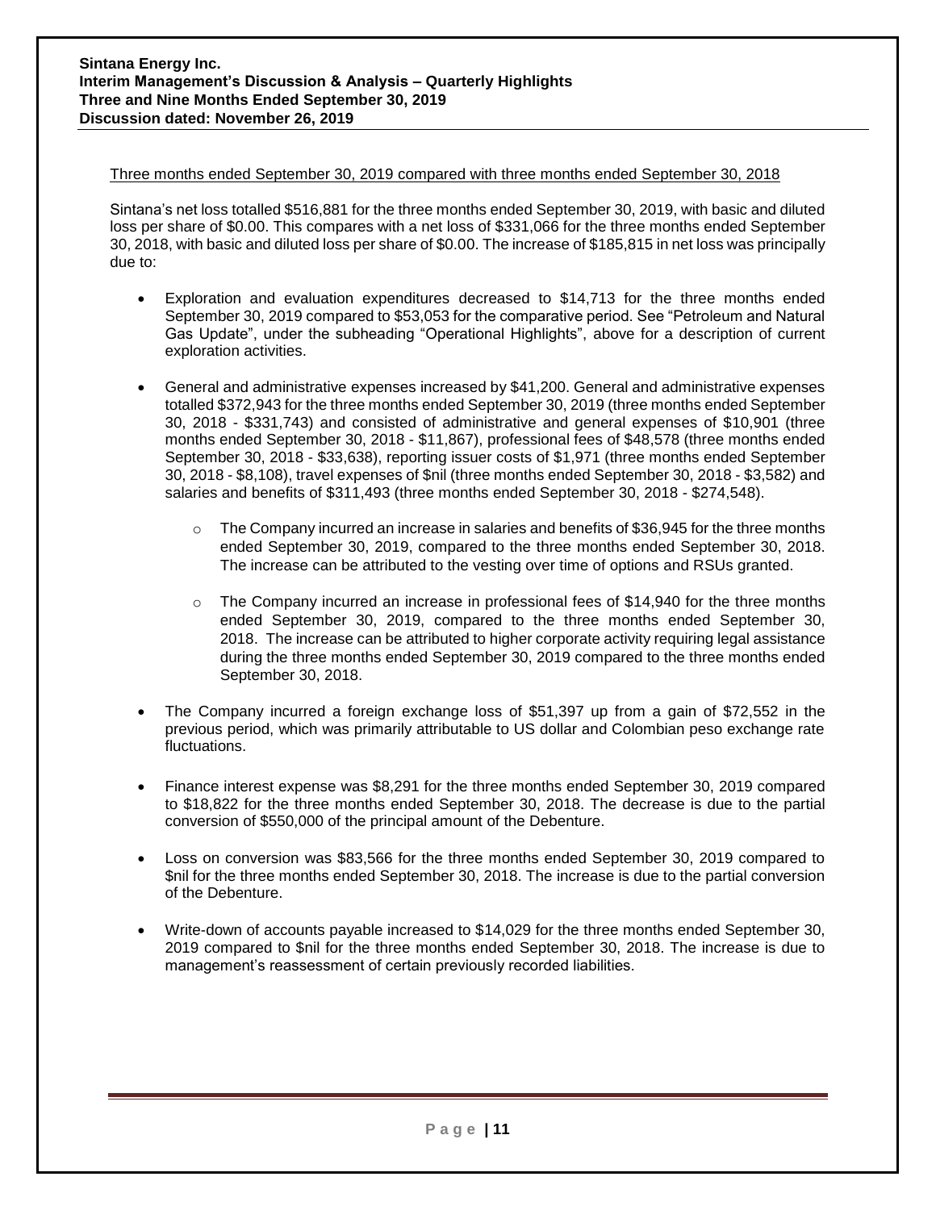Three months ended September 30, 2019 compared with three months ended September 30, 2018

Sintana's net loss totalled $516,881 for the three months ended September 30, 2019, with basic and diluted loss per share of $0.00. This compares with a net loss of $331,066 for the three months ended September 30, 2018, with basic and diluted loss per share of $0.00. The increase of $185,815 in net loss was principally due to:

- Exploration and evaluation expenditures decreased to $14,713 for the three months ended September 30, 2019 compared to $53,053 for the comparative period. See "Petroleum and Natural Gas Update", under the subheading "Operational Highlights", above for a description of current exploration activities.

- General and administrative expenses increased by $41,200. General and administrative expenses totalled $372,943 for the three months ended September 30, 2019 (three months ended September 30, 2018 - $331,743) and consisted of administrative and general expenses of $10,901 (three months ended September 30, 2018 - $11,867), professional fees of $48,578 (three months ended September 30, 2018 - $33,638), reporting issuer costs of $1,971 (three months ended September 30, 2018 - $8,108), travel expenses of $nil (three months ended September 30, 2018 - $3,582) and salaries and benefits of $311,493 (three months ended September 30, 2018 - $274,548).

    - The Company incurred an increase in salaries and benefits of $36,945 for the three months ended September 30, 2019, compared to the three months ended September 30, 2018. The increase can be attributed to the vesting over time of options and RSUs granted.

    - The Company incurred an increase in professional fees of $14,940 for the three months ended September 30, 2019, compared to the three months ended September 30, 2018. The increase can be attributed to higher corporate activity requiring legal assistance during the three months ended September 30, 2019 compared to the three months ended September 30, 2018.

- The Company incurred a foreign exchange loss of $51,397 up from a gain of $72,552 in the previous period, which was primarily attributable to US dollar and Colombian peso exchange rate fluctuations.

- Finance interest expense was $8,291 for the three months ended September 30, 2019 compared to $18,822 for the three months ended September 30, 2018. The decrease is due to the partial conversion of $550,000 of the principal amount of the Debenture.

- Loss on conversion was $83,566 for the three months ended September 30, 2019 compared to $nil for the three months ended September 30, 2018. The increase is due to the partial conversion of the Debenture.

- Write-down of accounts payable increased to $14,029 for the three months ended September 30, 2019 compared to $nil for the three months ended September 30, 2018. The increase is due to management's reassessment of certain previously recorded liabilities.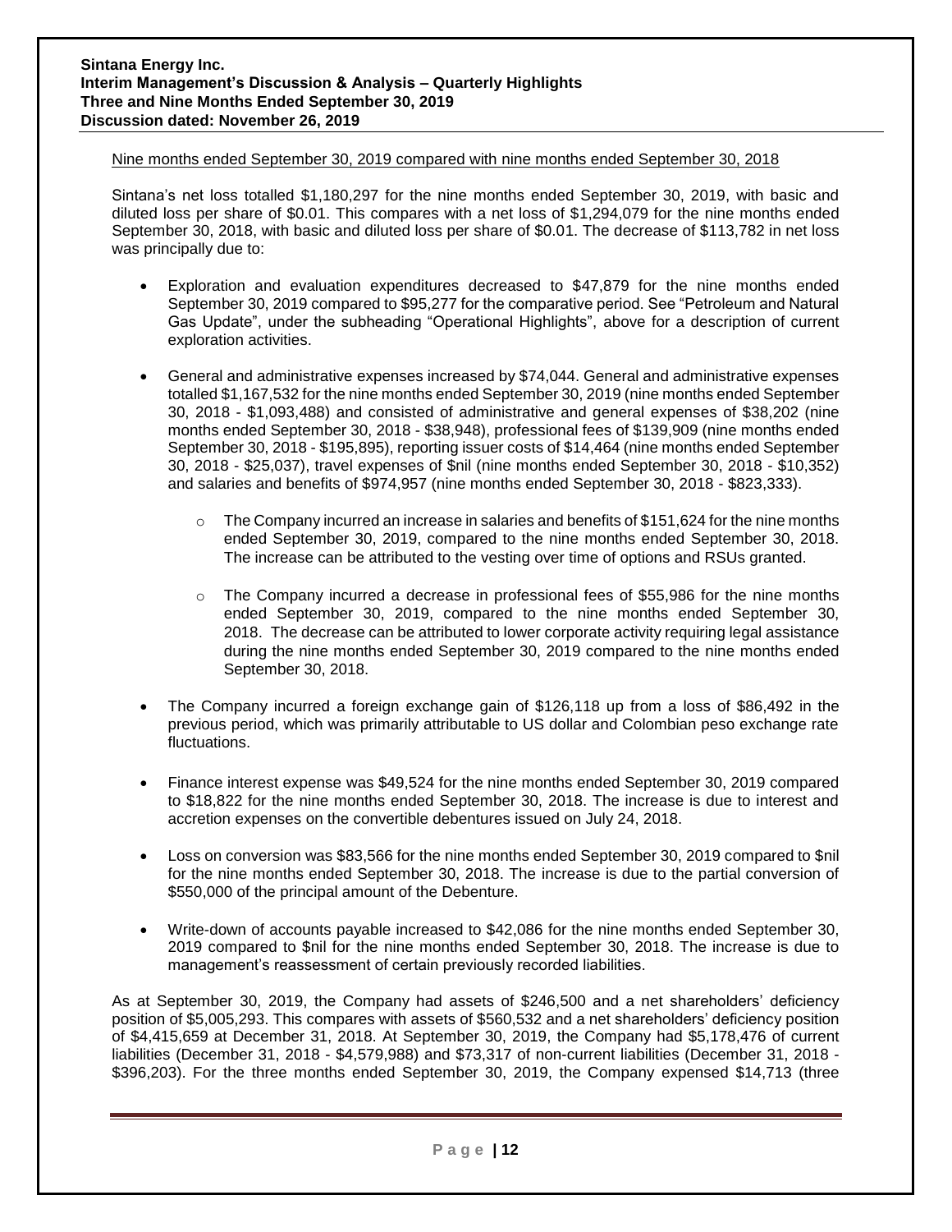Nine months ended September 30, 2019 compared with nine months ended September 30, 2018

Sintana's net loss totalled $1,180,297 for the nine months ended September 30, 2019, with basic and diluted loss per share of $0.01. This compares with a net loss of $1,294,079 for the nine months ended September 30, 2018, with basic and diluted loss per share of $0.01. The decrease of $113,782 in net loss was principally due to:

- Exploration and evaluation expenditures decreased to $47,879 for the nine months ended September 30, 2019 compared to $95,277 for the comparative period. See "Petroleum and Natural Gas Update", under the subheading "Operational Highlights", above for a description of current exploration activities.

- General and administrative expenses increased by $74,044. General and administrative expenses totalled $1,167,532 for the nine months ended September 30, 2019 (nine months ended September 30, 2018 - $1,093,488) and consisted of administrative and general expenses of $38,202 (nine months ended September 30, 2018 - $38,948), professional fees of $139,909 (nine months ended September 30, 2018 - $195,895), reporting issuer costs of $14,464 (nine months ended September 30, 2018 - $25,037), travel expenses of $nil (nine months ended September 30, 2018 - $10,352) and salaries and benefits of $974,957 (nine months ended September 30, 2018 - $823,333).

    - The Company incurred an increase in salaries and benefits of $151,624 for the nine months ended September 30, 2019, compared to the nine months ended September 30, 2018. The increase can be attributed to the vesting over time of options and RSUs granted.

    - The Company incurred a decrease in professional fees of $55,986 for the nine months ended September 30, 2019, compared to the nine months ended September 30, 2018. The decrease can be attributed to lower corporate activity requiring legal assistance during the nine months ended September 30, 2019 compared to the nine months ended September 30, 2018.

- The Company incurred a foreign exchange gain of $126,118 up from a loss of $86,492 in the previous period, which was primarily attributable to US dollar and Colombian peso exchange rate fluctuations.

- Finance interest expense was $49,524 for the nine months ended September 30, 2019 compared to $18,822 for the nine months ended September 30, 2018. The increase is due to interest and accretion expenses on the convertible debentures issued on July 24, 2018.

- Loss on conversion was $83,566 for the nine months ended September 30, 2019 compared to $nil for the nine months ended September 30, 2018. The increase is due to the partial conversion of $550,000 of the principal amount of the Debenture.

- Write-down of accounts payable increased to $42,086 for the nine months ended September 30, 2019 compared to $nil for the nine months ended September 30, 2018. The increase is due to management's reassessment of certain previously recorded liabilities.

As at September 30, 2019, the Company had assets of $246,500 and a net shareholders' deficiency position of $5,005,293. This compares with assets of $560,532 and a net shareholders' deficiency position of $4,415,659 at December 31, 2018. At September 30, 2019, the Company had $5,178,476 of current liabilities (December 31, 2018 - $4,579,988) and $73,317 of non-current liabilities (December 31, 2018 - $396,203). For the three months ended September 30, 2019, the Company expensed $14,713 (three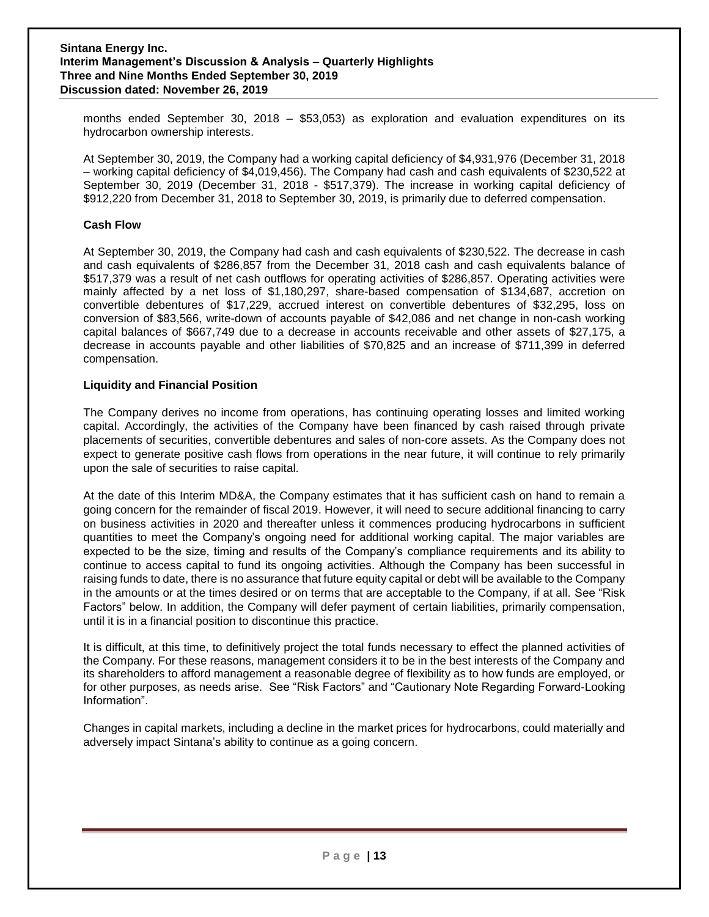months ended September 30, 2018 – $53,053) as exploration and evaluation expenditures on its hydrocarbon ownership interests.

At September 30, 2019, the Company had a working capital deficiency of $4,931,976 (December 31, 2018 – working capital deficiency of $4,019,456). The Company had cash and cash equivalents of $230,522 at September 30, 2019 (December 31, 2018 - $517,379). The increase in working capital deficiency of $912,220 from December 31, 2018 to September 30, 2019, is primarily due to deferred compensation.

### Cash Flow

At September 30, 2019, the Company had cash and cash equivalents of $230,522. The decrease in cash and cash equivalents of $286,857 from the December 31, 2018 cash and cash equivalents balance of $517,379 was a result of net cash outflows for operating activities of $286,857. Operating activities were mainly affected by a net loss of $1,180,297, share-based compensation of $134,687, accretion on convertible debentures of $17,229, accrued interest on convertible debentures of $32,295, loss on conversion of $83,566, write-down of accounts payable of $42,086 and net change in non-cash working capital balances of $667,749 due to a decrease in accounts receivable and other assets of $27,175, a decrease in accounts payable and other liabilities of $70,825 and an increase of $711,399 in deferred compensation.

### Liquidity and Financial Position

The Company derives no income from operations, has continuing operating losses and limited working capital. Accordingly, the activities of the Company have been financed by cash raised through private placements of securities, convertible debentures and sales of non-core assets. As the Company does not expect to generate positive cash flows from operations in the near future, it will continue to rely primarily upon the sale of securities to raise capital.

At the date of this Interim MD&A, the Company estimates that it has sufficient cash on hand to remain a going concern for the remainder of fiscal 2019. However, it will need to secure additional financing to carry on business activities in 2020 and thereafter unless it commences producing hydrocarbons in sufficient quantities to meet the Company's ongoing need for additional working capital. The major variables are expected to be the size, timing and results of the Company's compliance requirements and its ability to continue to access capital to fund its ongoing activities. Although the Company has been successful in raising funds to date, there is no assurance that future equity capital or debt will be available to the Company in the amounts or at the times desired or on terms that are acceptable to the Company, if at all. See "Risk Factors" below. In addition, the Company will defer payment of certain liabilities, primarily compensation, until it is in a financial position to discontinue this practice.

It is difficult, at this time, to definitively project the total funds necessary to effect the planned activities of the Company. For these reasons, management considers it to be in the best interests of the Company and its shareholders to afford management a reasonable degree of flexibility as to how funds are employed, or for other purposes, as needs arise. See "Risk Factors" and "Cautionary Note Regarding Forward-Looking Information".

Changes in capital markets, including a decline in the market prices for hydrocarbons, could materially and adversely impact Sintana's ability to continue as a going concern.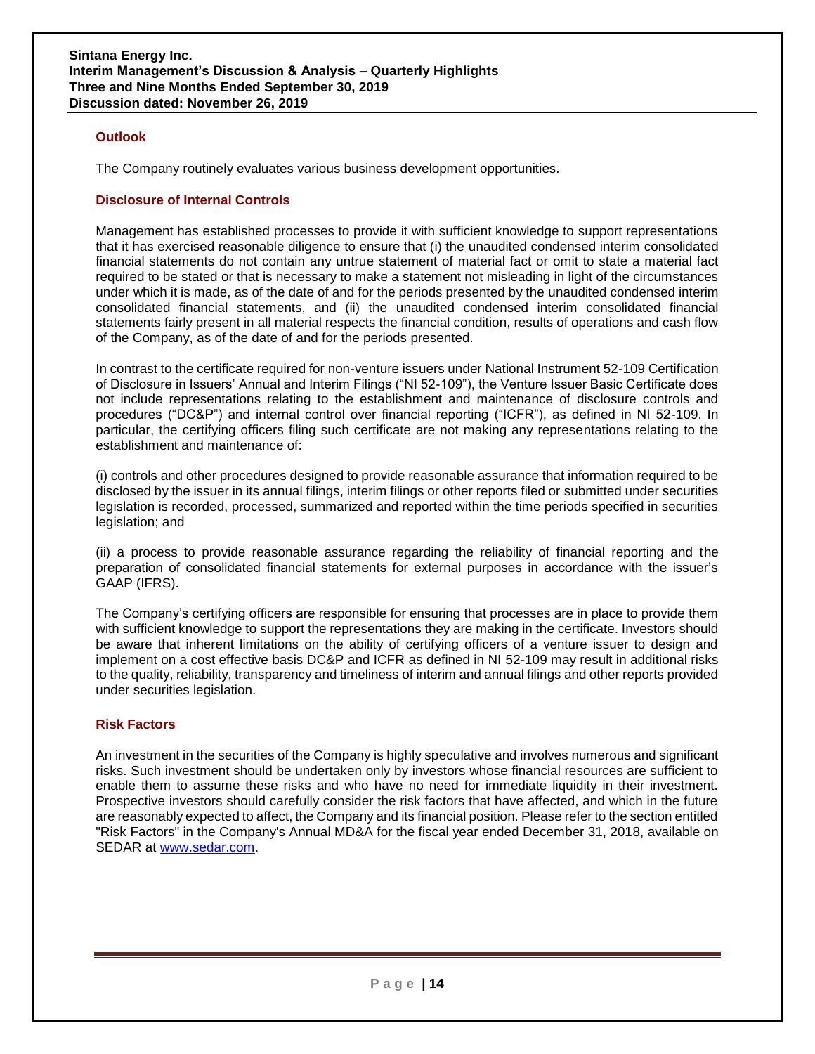## Outlook

The Company routinely evaluates various business development opportunities.

## Disclosure of Internal Controls

Management has established processes to provide it with sufficient knowledge to support representations that it has exercised reasonable diligence to ensure that (i) the unaudited condensed interim consolidated financial statements do not contain any untrue statement of material fact or omit to state a material fact required to be stated or that is necessary to make a statement not misleading in light of the circumstances under which it is made, as of the date of and for the periods presented by the unaudited condensed interim consolidated financial statements, and (ii) the unaudited condensed interim consolidated financial statements fairly present in all material respects the financial condition, results of operations and cash flow of the Company, as of the date of and for the periods presented.

In contrast to the certificate required for non-venture issuers under National Instrument 52-109 Certification of Disclosure in Issuers' Annual and Interim Filings ("NI 52-109"), the Venture Issuer Basic Certificate does not include representations relating to the establishment and maintenance of disclosure controls and procedures ("DC&P") and internal control over financial reporting ("ICFR"), as defined in NI 52-109. In particular, the certifying officers filing such certificate are not making any representations relating to the establishment and maintenance of:

(i) controls and other procedures designed to provide reasonable assurance that information required to be disclosed by the issuer in its annual filings, interim filings or other reports filed or submitted under securities legislation is recorded, processed, summarized and reported within the time periods specified in securities legislation; and

(ii) a process to provide reasonable assurance regarding the reliability of financial reporting and the preparation of consolidated financial statements for external purposes in accordance with the issuer's GAAP (IFRS).

The Company's certifying officers are responsible for ensuring that processes are in place to provide them with sufficient knowledge to support the representations they are making in the certificate. Investors should be aware that inherent limitations on the ability of certifying officers of a venture issuer to design and implement on a cost effective basis DC&P and ICFR as defined in NI 52-109 may result in additional risks to the quality, reliability, transparency and timeliness of interim and annual filings and other reports provided under securities legislation.

## Risk Factors

An investment in the securities of the Company is highly speculative and involves numerous and significant risks. Such investment should be undertaken only by investors whose financial resources are sufficient to enable them to assume these risks and who have no need for immediate liquidity in their investment. Prospective investors should carefully consider the risk factors that have affected, and which in the future are reasonably expected to affect, the Company and its financial position. Please refer to the section entitled "Risk Factors" in the Company's Annual MD&A for the fiscal year ended December 31, 2018, available on SEDAR at [www.sedar.com](http://www.sedar.com).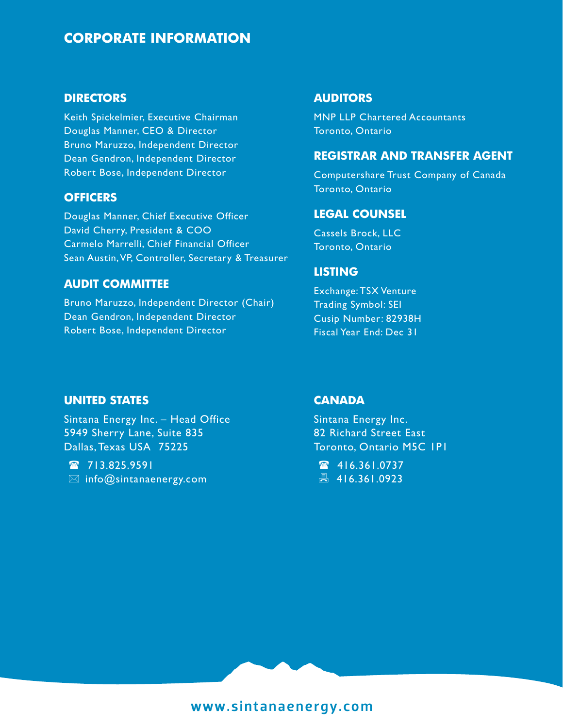# CORPORATE INFORMATION

## DIRECTORS

Keith Spickelmier, Executive Chairman
Douglas Manner, CEO & Director
Bruno Maruzzo, Independent Director
Dean Gendron, Independent Director
Robert Bose, Independent Director

## OFFICERS

Douglas Manner, Chief Executive Officer
David Cherry, President & COO
Carmelo Marrelli, Chief Financial Officer
Sean Austin, VP, Controller, Secretary & Treasurer

## AUDIT COMMITTEE

Bruno Maruzzo, Independent Director (Chair)
Dean Gendron, Independent Director
Robert Bose, Independent Director

## AUDITORS

MNP LLP Chartered Accountants
Toronto, Ontario

## REGISTRAR AND TRANSFER AGENT

Computershare Trust Company of Canada
Toronto, Ontario

## LEGAL COUNSEL

Cassels Brock, LLC
Toronto, Ontario

## LISTING

Exchange: TSX Venture
Trading Symbol: SEI
Cusip Number: 82938H
Fiscal Year End: Dec 31

## UNITED STATES

Sintana Energy Inc. – Head Office
5949 Sherry Lane, Suite 835
Dallas, Texas USA 75225

☎ 713.825.9591
✉ info@sintanaenergy.com

## CANADA

Sintana Energy Inc.
82 Richard Street East
Toronto, Ontario M5C 1P1

☎ 416.361.0737
Fax: 416.361.0923

www.sintanaenergy.com